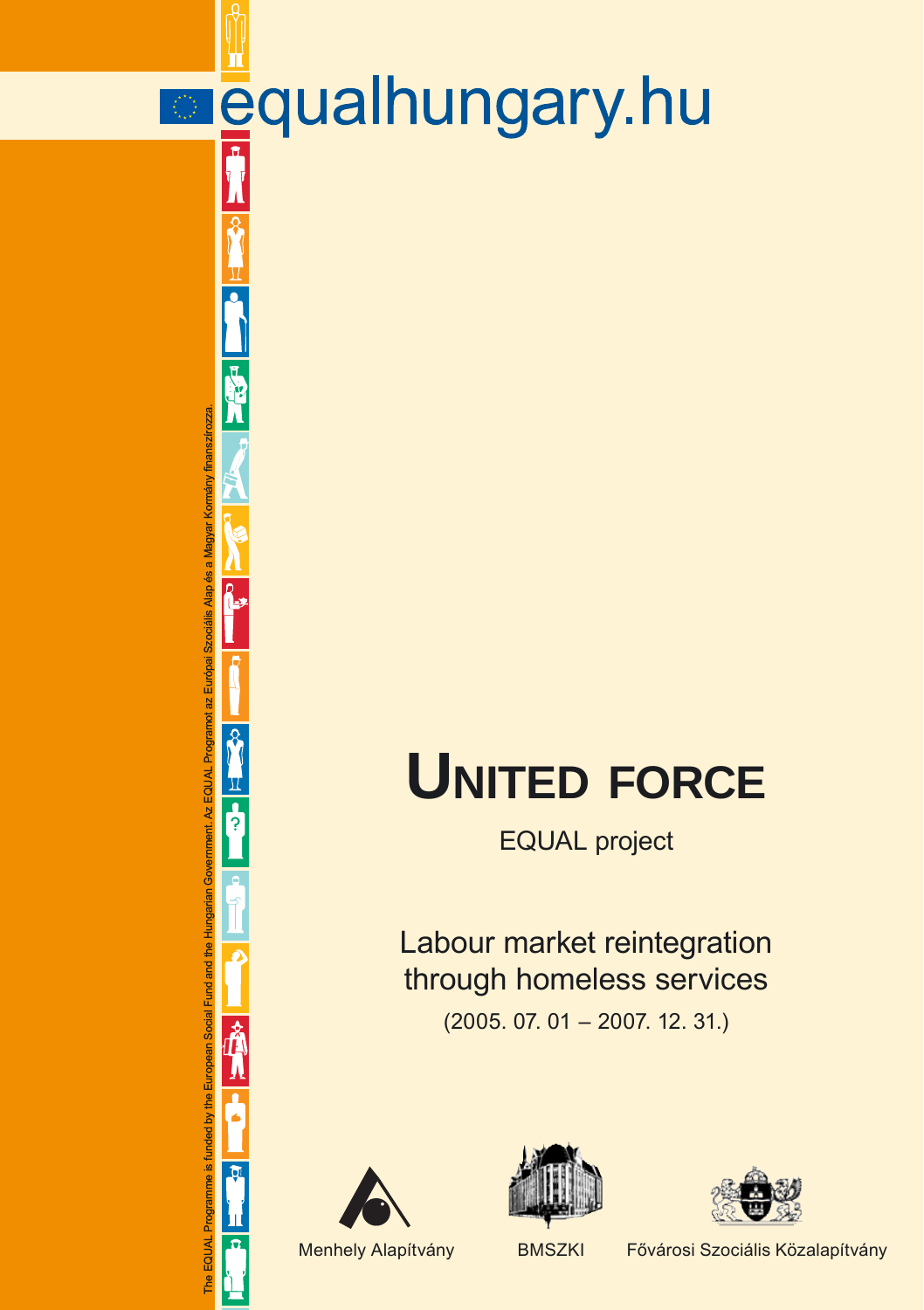equalhungary.hu

The EQUAL Programme is funded by the European Social Fund and the Hungarian Government. Az EQUAL Programot az Európai Szociális Alap és a Magyar Kormány finanszírozza.

# UNITED FORCE

EQUAL project

## Labour market reintegration through homeless services

(2005. 07. 01 – 2007. 12. 31.)

Menhely Alapítvány

BMSZKI

Fővárosi Szociális Közalapítvány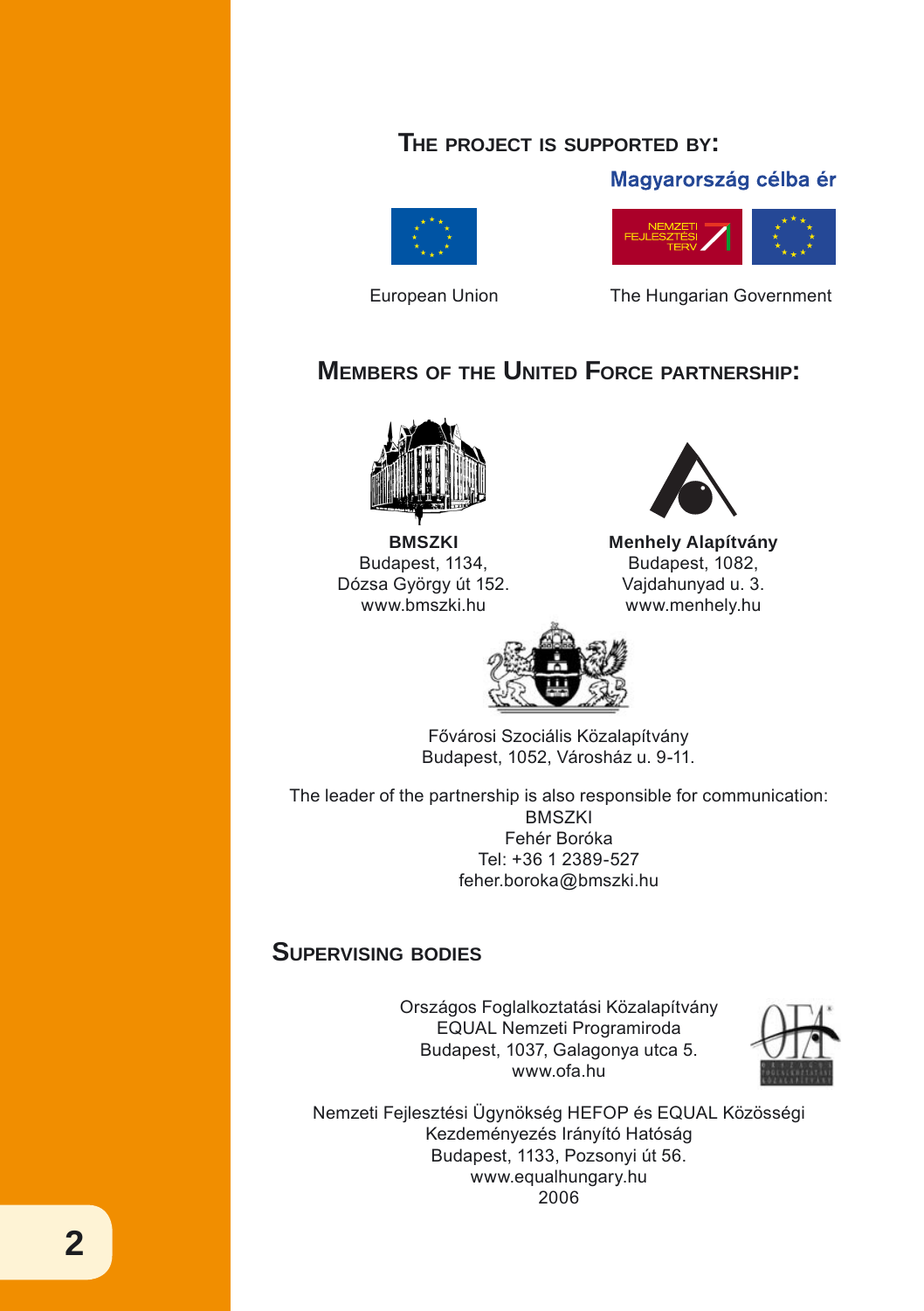## The project is supported by:

Magyarország célba ér

European Union

The Hungarian Government

## Members of the United Force partnership:

**BMSZKI**
Budapest, 1134,
Dózsa György út 152.
www.bmszki.hu

**Menhely Alapítvány**
Budapest, 1082,
Vajdahunyad u. 3.
www.menhely.hu

Fővárosi Szociális Közalapítvány
Budapest, 1052, Városház u. 9-11.

The leader of the partnership is also responsible for communication:
BMSZKI
Fehér Boróka
Tel: +36 1 2389-527
feher.boroka@bmszki.hu

## Supervising bodies

Országos Foglalkoztatási Közalapítvány
EQUAL Nemzeti Programiroda
Budapest, 1037, Galagonya utca 5.
www.ofa.hu

Nemzeti Fejlesztési Ügynökség HEFOP és EQUAL Közösségi
Kezdeményezés Irányító Hatóság
Budapest, 1133, Pozsonyi út 56.
www.equalhungary.hu
2006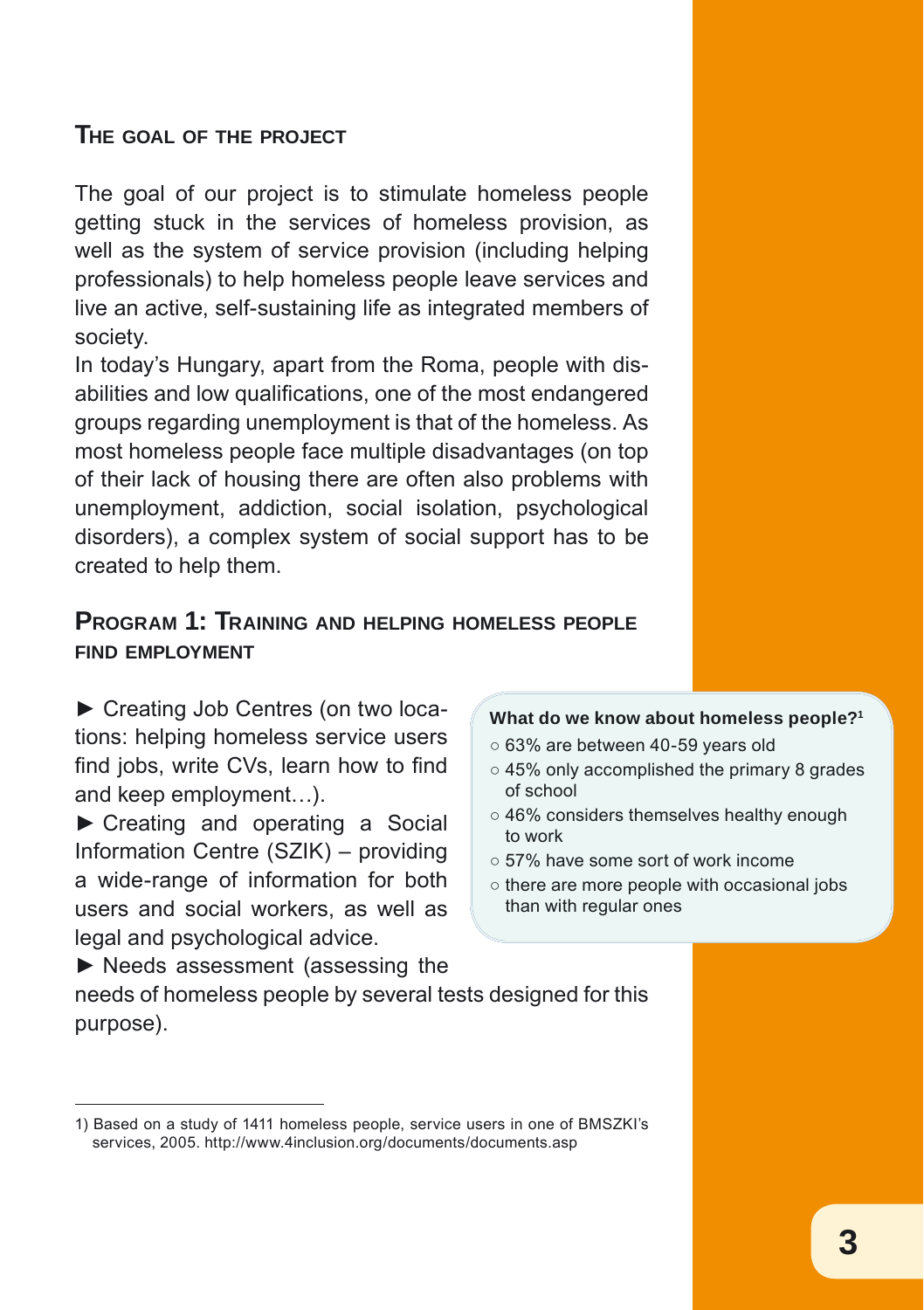## The goal of the project

The goal of our project is to stimulate homeless people getting stuck in the services of homeless provision, as well as the system of service provision (including helping professionals) to help homeless people leave services and live an active, self-sustaining life as integrated members of society.

In today's Hungary, apart from the Roma, people with disabilities and low qualifications, one of the most endangered groups regarding unemployment is that of the homeless. As most homeless people face multiple disadvantages (on top of their lack of housing there are often also problems with unemployment, addiction, social isolation, psychological disorders), a complex system of social support has to be created to help them.

## Program 1: Training and helping homeless people find employment

► Creating Job Centres (on two locations: helping homeless service users find jobs, write CVs, learn how to find and keep employment…).

► Creating and operating a Social Information Centre (SZIK) – providing a wide-range of information for both users and social workers, as well as legal and psychological advice.

► Needs assessment (assessing the needs of homeless people by several tests designed for this purpose).

**What do we know about homeless people?[1]**

- 63% are between 40-59 years old
- 45% only accomplished the primary 8 grades of school
- 46% considers themselves healthy enough to work
- 57% have some sort of work income
- there are more people with occasional jobs than with regular ones

1) Based on a study of 1411 homeless people, service users in one of BMSZKI's services, 2005. http://www.4inclusion.org/documents/documents.asp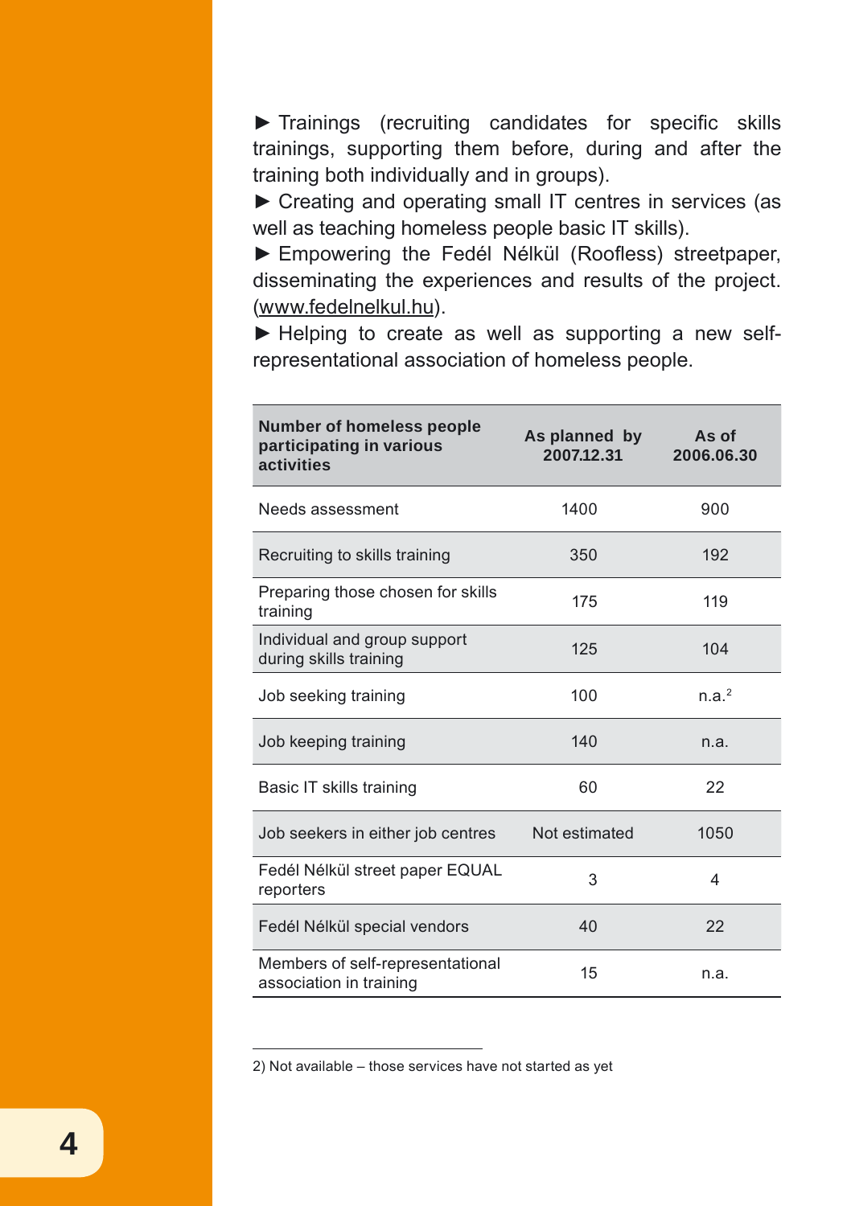► Trainings (recruiting candidates for specific skills trainings, supporting them before, during and after the training both individually and in groups).
► Creating and operating small IT centres in services (as well as teaching homeless people basic IT skills).
► Empowering the Fedél Nélkül (Roofless) streetpaper, disseminating the experiences and results of the project. (www.fedelnelkul.hu).
► Helping to create as well as supporting a new self-representational association of homeless people.

| Number of homeless people participating in various activities | As planned by 2007.12.31 | As of 2006.06.30 |
|---|---|---|
| Needs assessment | 1400 | 900 |
| Recruiting to skills training | 350 | 192 |
| Preparing those chosen for skills training | 175 | 119 |
| Individual and group support during skills training | 125 | 104 |
| Job seeking training | 100 | n.a.[2] |
| Job keeping training | 140 | n.a. |
| Basic IT skills training | 60 | 22 |
| Job seekers in either job centres | Not estimated | 1050 |
| Fedél Nélkül street paper EQUAL reporters | 3 | 4 |
| Fedél Nélkül special vendors | 40 | 22 |
| Members of self-representational association in training | 15 | n.a. |

2) Not available – those services have not started as yet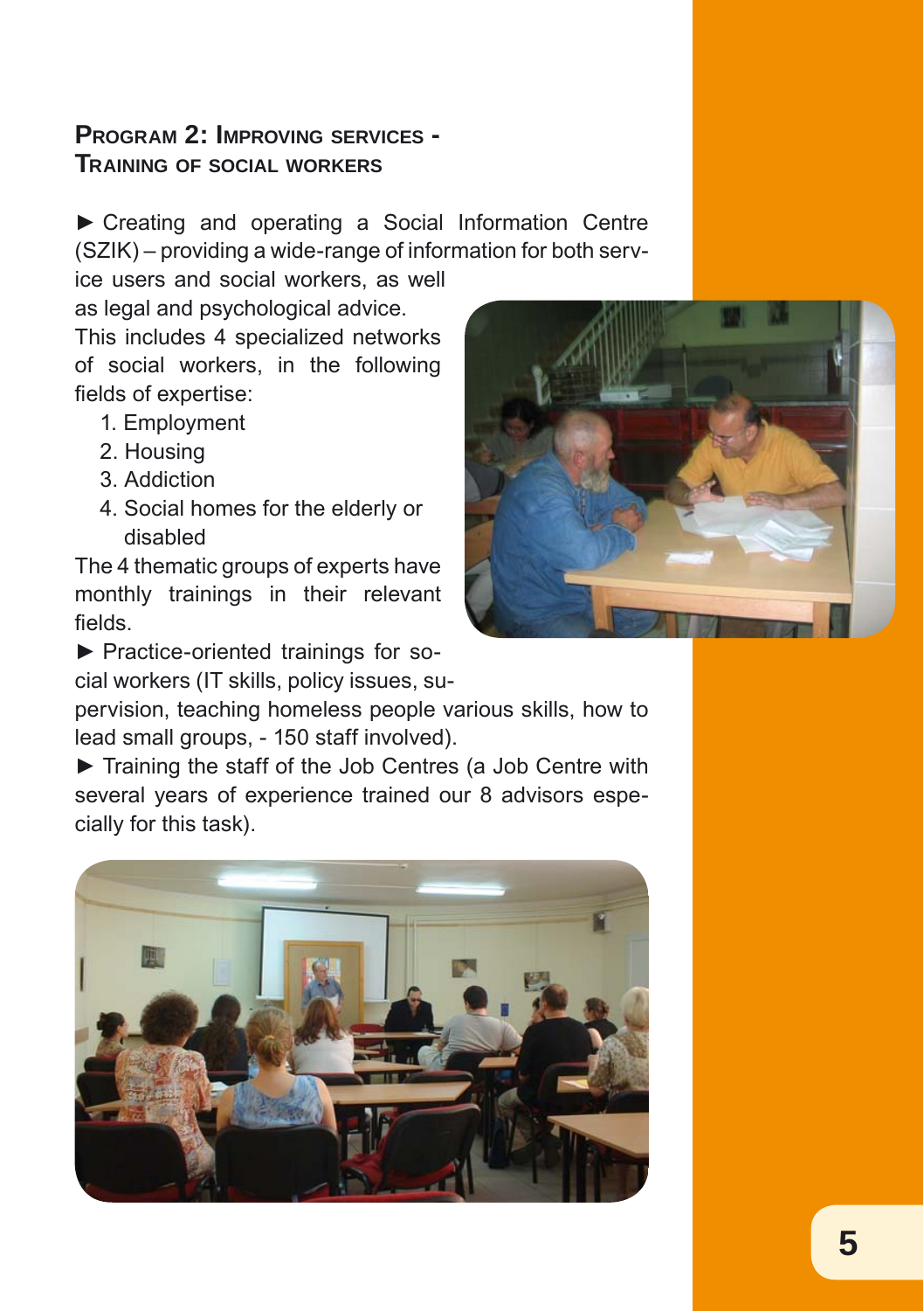## Program 2: Improving services - Training of social workers

► Creating and operating a Social Information Centre (SZIK) – providing a wide-range of information for both service users and social workers, as well as legal and psychological advice.
This includes 4 specialized networks of social workers, in the following fields of expertise:

1. Employment
2. Housing
3. Addiction
4. Social homes for the elderly or disabled

The 4 thematic groups of experts have monthly trainings in their relevant fields.

► Practice-oriented trainings for social workers (IT skills, policy issues, supervision, teaching homeless people various skills, how to lead small groups, - 150 staff involved).

► Training the staff of the Job Centres (a Job Centre with several years of experience trained our 8 advisors especially for this task).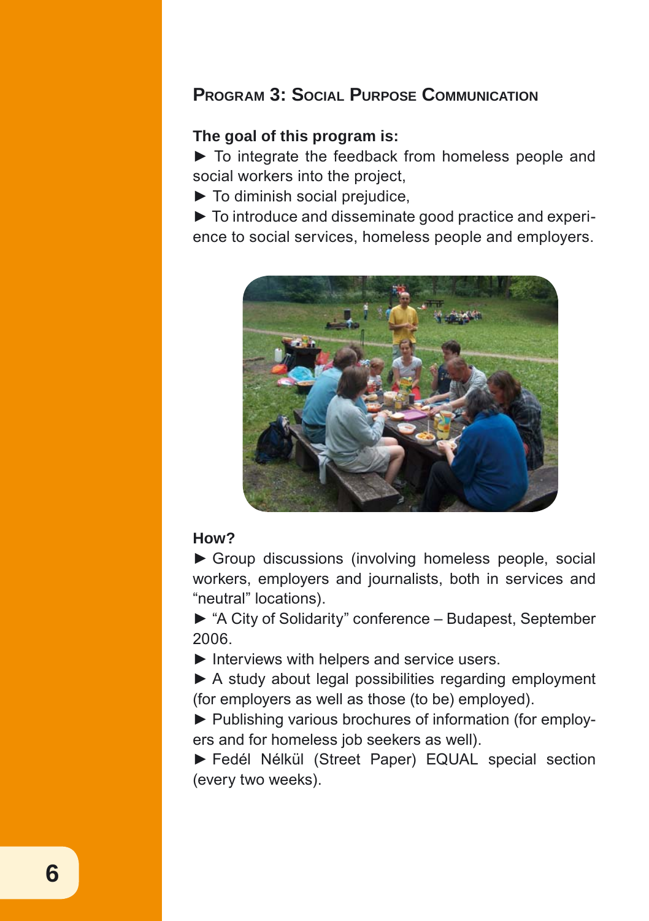## Program 3: Social Purpose Communication

**The goal of this program is:**

► To integrate the feedback from homeless people and social workers into the project,

► To diminish social prejudice,

► To introduce and disseminate good practice and experience to social services, homeless people and employers.

**How?**

► Group discussions (involving homeless people, social workers, employers and journalists, both in services and "neutral" locations).

► "A City of Solidarity" conference – Budapest, September 2006.

► Interviews with helpers and service users.

► A study about legal possibilities regarding employment (for employers as well as those (to be) employed).

► Publishing various brochures of information (for employers and for homeless job seekers as well).

► Fedél Nélkül (Street Paper) EQUAL special section (every two weeks).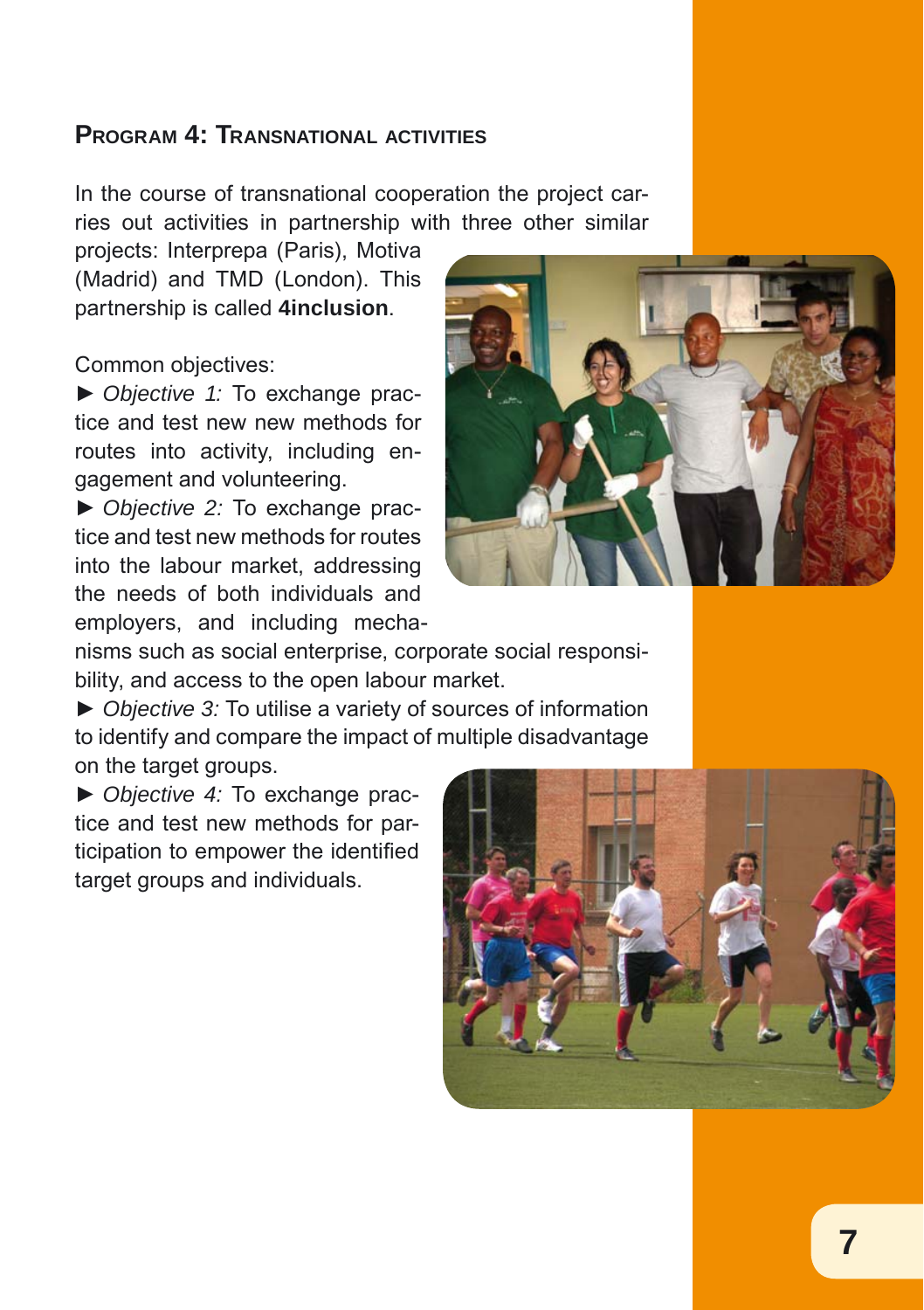## Program 4: Transnational activities

In the course of transnational cooperation the project carries out activities in partnership with three other similar projects: Interprepa (Paris), Motiva (Madrid) and TMD (London). This partnership is called **4inclusion**.

Common objectives:

► *Objective 1:* To exchange practice and test new new methods for routes into activity, including engagement and volunteering.

► *Objective 2:* To exchange practice and test new methods for routes into the labour market, addressing the needs of both individuals and employers, and including mechanisms such as social enterprise, corporate social responsibility, and access to the open labour market.

► *Objective 3:* To utilise a variety of sources of information to identify and compare the impact of multiple disadvantage on the target groups.

► *Objective 4:* To exchange practice and test new methods for participation to empower the identified target groups and individuals.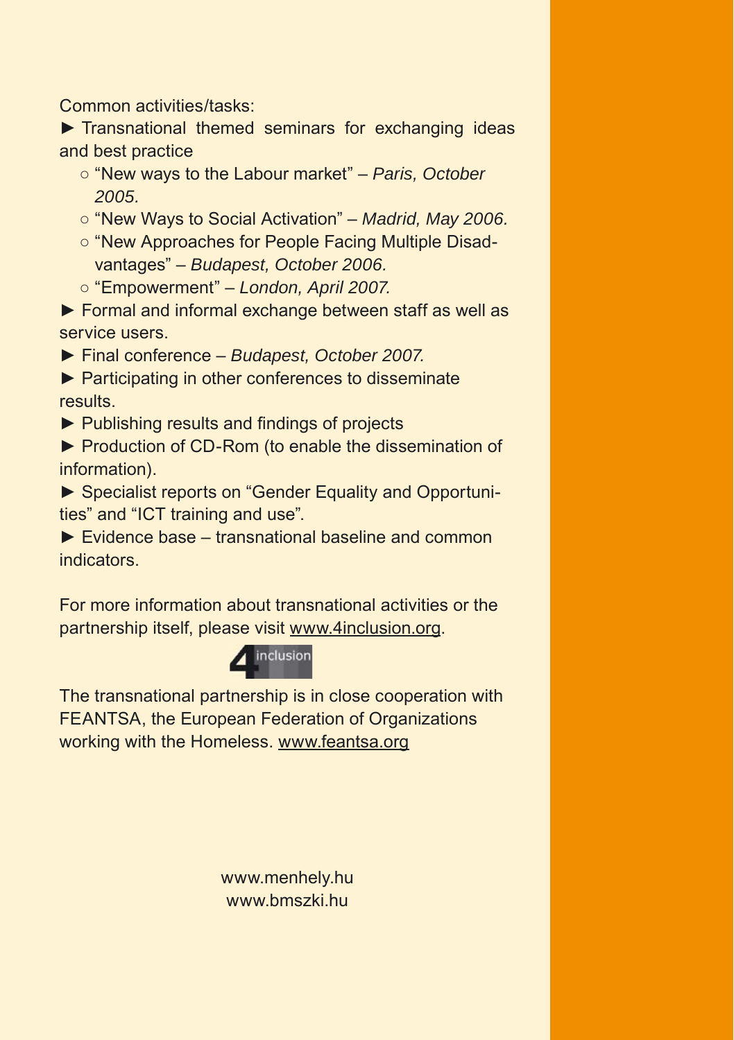Common activities/tasks:

- ► Transnational themed seminars for exchanging ideas and best practice
  - ○ "New ways to the Labour market" – *Paris, October 2005.*
  - ○ "New Ways to Social Activation" – *Madrid, May 2006.*
  - ○ "New Approaches for People Facing Multiple Disadvantages" – *Budapest, October 2006.*
  - ○ "Empowerment" – *London, April 2007.*
- ► Formal and informal exchange between staff as well as service users.
- ► Final conference – *Budapest, October 2007.*
- ► Participating in other conferences to disseminate results.
- ► Publishing results and findings of projects
- ► Production of CD-Rom (to enable the dissemination of information).
- ► Specialist reports on "Gender Equality and Opportunities" and "ICT training and use".
- ► Evidence base – transnational baseline and common indicators.

For more information about transnational activities or the partnership itself, please visit www.4inclusion.org.

4 inclusion

The transnational partnership is in close cooperation with FEANTSA, the European Federation of Organizations working with the Homeless. www.feantsa.org

www.menhely.hu
www.bmszki.hu